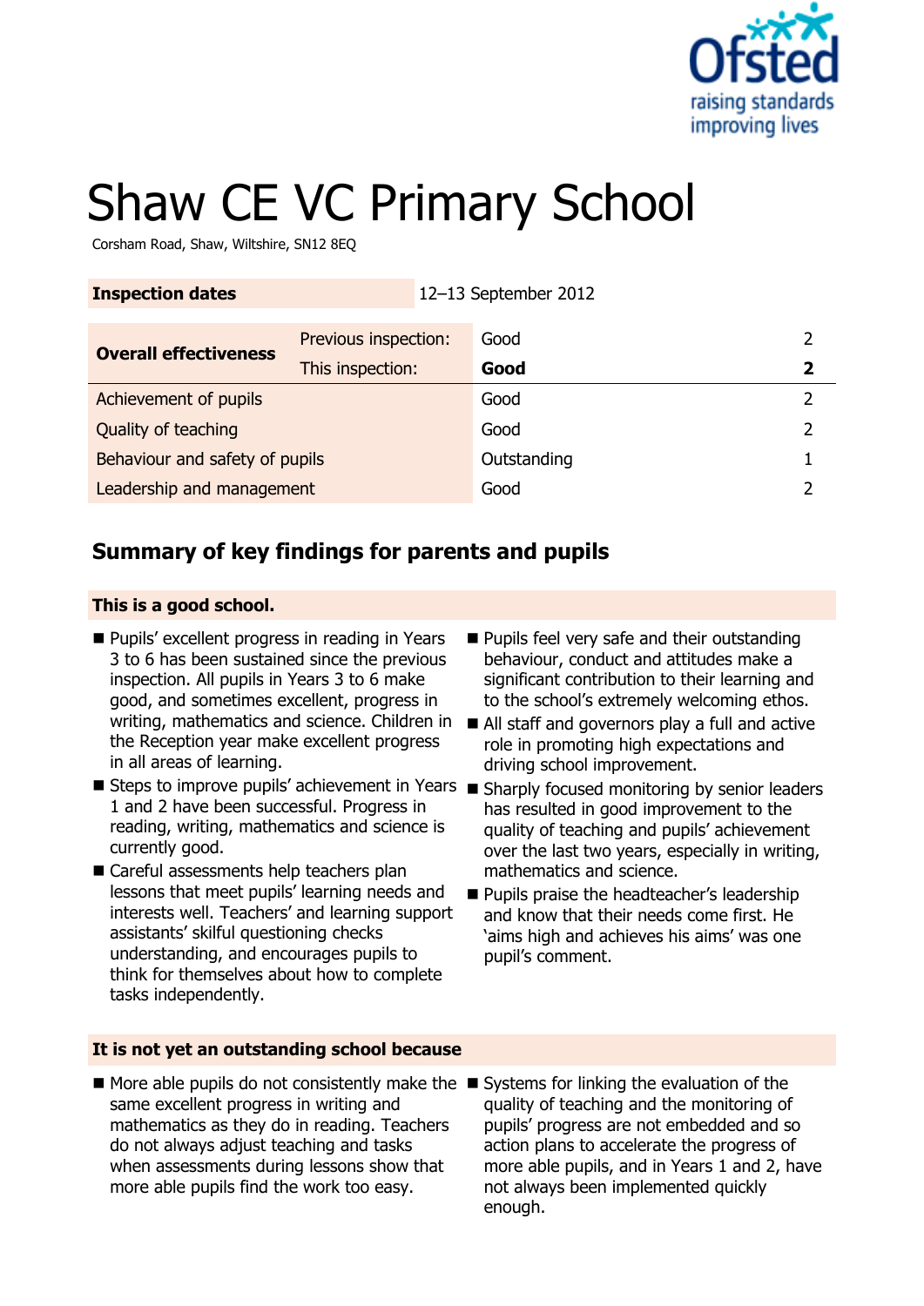# Shaw CE VC Primary School

Corsham Road, Shaw, Wiltshire, SN12 8EQ

| Inspection dates | | 12–13 September 2012 | |
|---|---|---|---|
| **Overall effectiveness** | Previous inspection: | Good | 2 |
| | This inspection: | **Good** | **2** |
| Achievement of pupils | | Good | 2 |
| Quality of teaching | | Good | 2 |
| Behaviour and safety of pupils | | Outstanding | 1 |
| Leadership and management | | Good | 2 |

## Summary of key findings for parents and pupils

### This is a good school.

- Pupils' excellent progress in reading in Years 3 to 6 has been sustained since the previous inspection. All pupils in Years 3 to 6 make good, and sometimes excellent, progress in writing, mathematics and science. Children in the Reception year make excellent progress in all areas of learning.
- Steps to improve pupils' achievement in Years 1 and 2 have been successful. Progress in reading, writing, mathematics and science is currently good.
- Careful assessments help teachers plan lessons that meet pupils' learning needs and interests well. Teachers' and learning support assistants' skilful questioning checks understanding, and encourages pupils to think for themselves about how to complete tasks independently.
- Pupils feel very safe and their outstanding behaviour, conduct and attitudes make a significant contribution to their learning and to the school's extremely welcoming ethos.
- All staff and governors play a full and active role in promoting high expectations and driving school improvement.
- Sharply focused monitoring by senior leaders has resulted in good improvement to the quality of teaching and pupils' achievement over the last two years, especially in writing, mathematics and science.
- Pupils praise the headteacher's leadership and know that their needs come first. He 'aims high and achieves his aims' was one pupil's comment.

### It is not yet an outstanding school because

- More able pupils do not consistently make the same excellent progress in writing and mathematics as they do in reading. Teachers do not always adjust teaching and tasks when assessments during lessons show that more able pupils find the work too easy.
- Systems for linking the evaluation of the quality of teaching and the monitoring of pupils' progress are not embedded and so action plans to accelerate the progress of more able pupils, and in Years 1 and 2, have not always been implemented quickly enough.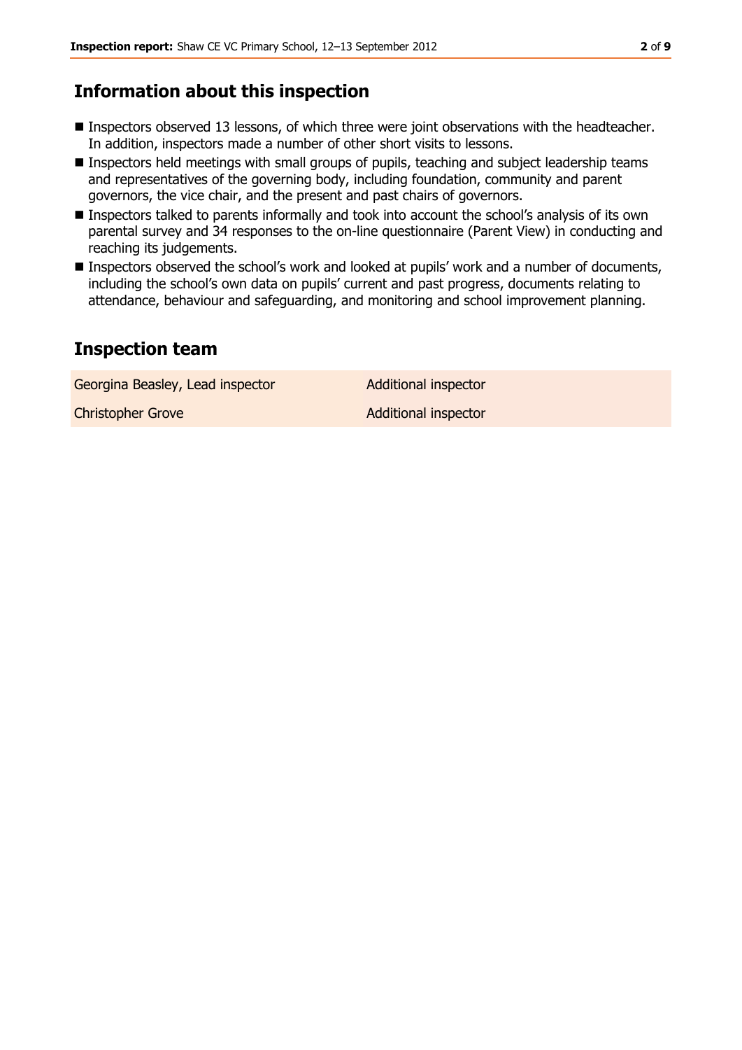## Information about this inspection

- Inspectors observed 13 lessons, of which three were joint observations with the headteacher. In addition, inspectors made a number of other short visits to lessons.
- Inspectors held meetings with small groups of pupils, teaching and subject leadership teams and representatives of the governing body, including foundation, community and parent governors, the vice chair, and the present and past chairs of governors.
- Inspectors talked to parents informally and took into account the school's analysis of its own parental survey and 34 responses to the on-line questionnaire (Parent View) in conducting and reaching its judgements.
- Inspectors observed the school's work and looked at pupils' work and a number of documents, including the school's own data on pupils' current and past progress, documents relating to attendance, behaviour and safeguarding, and monitoring and school improvement planning.

## Inspection team

| | |
|---|---|
| Georgina Beasley, Lead inspector | Additional inspector |
| Christopher Grove | Additional inspector |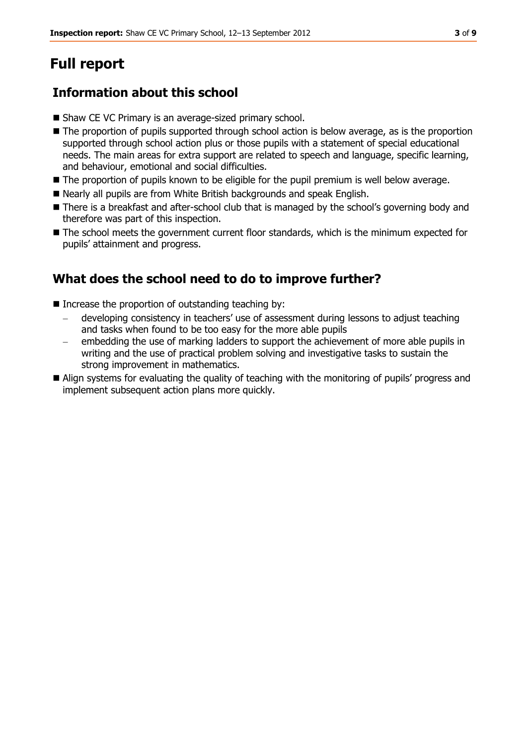# Full report

## Information about this school

- Shaw CE VC Primary is an average-sized primary school.
- The proportion of pupils supported through school action is below average, as is the proportion supported through school action plus or those pupils with a statement of special educational needs. The main areas for extra support are related to speech and language, specific learning, and behaviour, emotional and social difficulties.
- The proportion of pupils known to be eligible for the pupil premium is well below average.
- Nearly all pupils are from White British backgrounds and speak English.
- There is a breakfast and after-school club that is managed by the school's governing body and therefore was part of this inspection.
- The school meets the government current floor standards, which is the minimum expected for pupils' attainment and progress.

## What does the school need to do to improve further?

- Increase the proportion of outstanding teaching by:
  - developing consistency in teachers' use of assessment during lessons to adjust teaching and tasks when found to be too easy for the more able pupils
  - embedding the use of marking ladders to support the achievement of more able pupils in writing and the use of practical problem solving and investigative tasks to sustain the strong improvement in mathematics.
- Align systems for evaluating the quality of teaching with the monitoring of pupils' progress and implement subsequent action plans more quickly.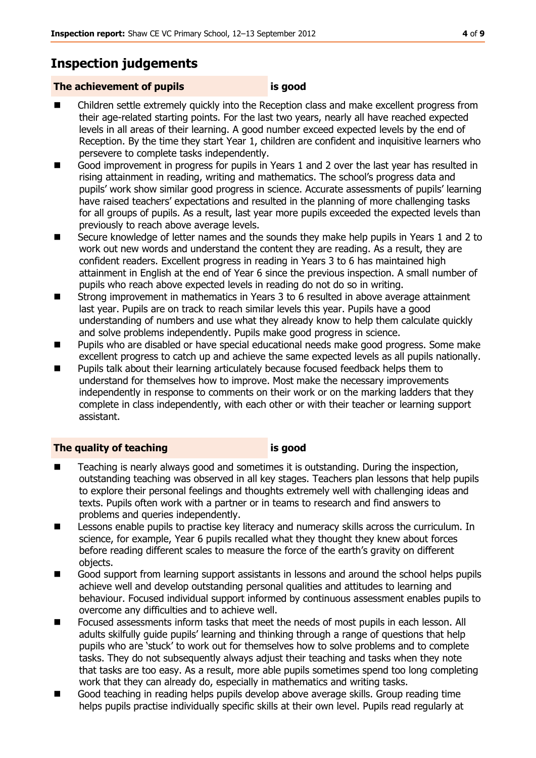## Inspection judgements

**The achievement of pupils** **is good**

- Children settle extremely quickly into the Reception class and make excellent progress from their age-related starting points. For the last two years, nearly all have reached expected levels in all areas of their learning. A good number exceed expected levels by the end of Reception. By the time they start Year 1, children are confident and inquisitive learners who persevere to complete tasks independently.
- Good improvement in progress for pupils in Years 1 and 2 over the last year has resulted in rising attainment in reading, writing and mathematics. The school's progress data and pupils' work show similar good progress in science. Accurate assessments of pupils' learning have raised teachers' expectations and resulted in the planning of more challenging tasks for all groups of pupils. As a result, last year more pupils exceeded the expected levels than previously to reach above average levels.
- Secure knowledge of letter names and the sounds they make help pupils in Years 1 and 2 to work out new words and understand the content they are reading. As a result, they are confident readers. Excellent progress in reading in Years 3 to 6 has maintained high attainment in English at the end of Year 6 since the previous inspection. A small number of pupils who reach above expected levels in reading do not do so in writing.
- Strong improvement in mathematics in Years 3 to 6 resulted in above average attainment last year. Pupils are on track to reach similar levels this year. Pupils have a good understanding of numbers and use what they already know to help them calculate quickly and solve problems independently. Pupils make good progress in science.
- Pupils who are disabled or have special educational needs make good progress. Some make excellent progress to catch up and achieve the same expected levels as all pupils nationally.
- Pupils talk about their learning articulately because focused feedback helps them to understand for themselves how to improve. Most make the necessary improvements independently in response to comments on their work or on the marking ladders that they complete in class independently, with each other or with their teacher or learning support assistant.

**The quality of teaching** **is good**

- Teaching is nearly always good and sometimes it is outstanding. During the inspection, outstanding teaching was observed in all key stages. Teachers plan lessons that help pupils to explore their personal feelings and thoughts extremely well with challenging ideas and texts. Pupils often work with a partner or in teams to research and find answers to problems and queries independently.
- Lessons enable pupils to practise key literacy and numeracy skills across the curriculum. In science, for example, Year 6 pupils recalled what they thought they knew about forces before reading different scales to measure the force of the earth's gravity on different objects.
- Good support from learning support assistants in lessons and around the school helps pupils achieve well and develop outstanding personal qualities and attitudes to learning and behaviour. Focused individual support informed by continuous assessment enables pupils to overcome any difficulties and to achieve well.
- Focused assessments inform tasks that meet the needs of most pupils in each lesson. All adults skilfully guide pupils' learning and thinking through a range of questions that help pupils who are 'stuck' to work out for themselves how to solve problems and to complete tasks. They do not subsequently always adjust their teaching and tasks when they note that tasks are too easy. As a result, more able pupils sometimes spend too long completing work that they can already do, especially in mathematics and writing tasks.
- Good teaching in reading helps pupils develop above average skills. Group reading time helps pupils practise individually specific skills at their own level. Pupils read regularly at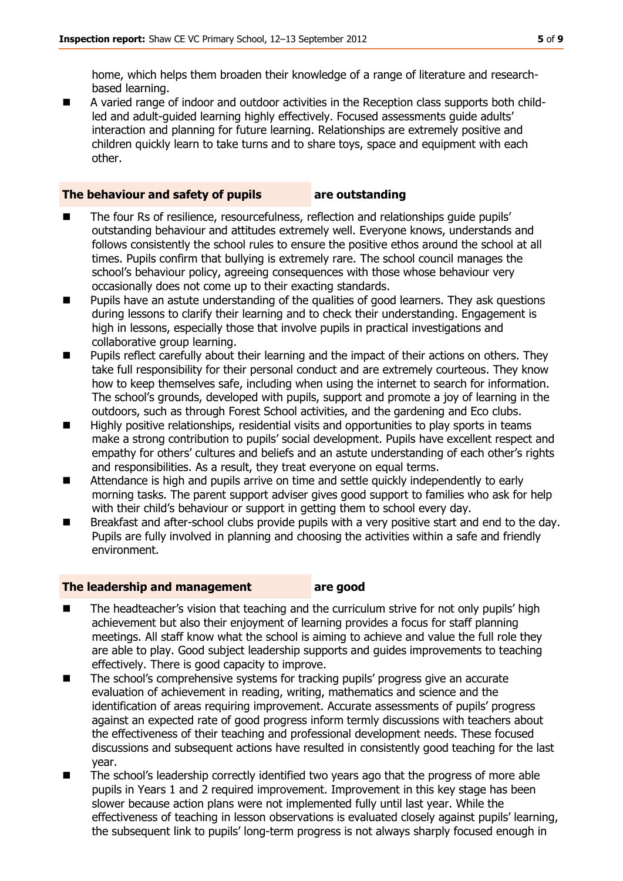home, which helps them broaden their knowledge of a range of literature and research-based learning.

- A varied range of indoor and outdoor activities in the Reception class supports both child-led and adult-guided learning highly effectively. Focused assessments guide adults' interaction and planning for future learning. Relationships are extremely positive and children quickly learn to take turns and to share toys, space and equipment with each other.

### The behaviour and safety of pupils are outstanding

- The four Rs of resilience, resourcefulness, reflection and relationships guide pupils' outstanding behaviour and attitudes extremely well. Everyone knows, understands and follows consistently the school rules to ensure the positive ethos around the school at all times. Pupils confirm that bullying is extremely rare. The school council manages the school's behaviour policy, agreeing consequences with those whose behaviour very occasionally does not come up to their exacting standards.
- Pupils have an astute understanding of the qualities of good learners. They ask questions during lessons to clarify their learning and to check their understanding. Engagement is high in lessons, especially those that involve pupils in practical investigations and collaborative group learning.
- Pupils reflect carefully about their learning and the impact of their actions on others. They take full responsibility for their personal conduct and are extremely courteous. They know how to keep themselves safe, including when using the internet to search for information. The school's grounds, developed with pupils, support and promote a joy of learning in the outdoors, such as through Forest School activities, and the gardening and Eco clubs.
- Highly positive relationships, residential visits and opportunities to play sports in teams make a strong contribution to pupils' social development. Pupils have excellent respect and empathy for others' cultures and beliefs and an astute understanding of each other's rights and responsibilities. As a result, they treat everyone on equal terms.
- Attendance is high and pupils arrive on time and settle quickly independently to early morning tasks. The parent support adviser gives good support to families who ask for help with their child's behaviour or support in getting them to school every day.
- Breakfast and after-school clubs provide pupils with a very positive start and end to the day. Pupils are fully involved in planning and choosing the activities within a safe and friendly environment.

### The leadership and management are good

- The headteacher's vision that teaching and the curriculum strive for not only pupils' high achievement but also their enjoyment of learning provides a focus for staff planning meetings. All staff know what the school is aiming to achieve and value the full role they are able to play. Good subject leadership supports and guides improvements to teaching effectively. There is good capacity to improve.
- The school's comprehensive systems for tracking pupils' progress give an accurate evaluation of achievement in reading, writing, mathematics and science and the identification of areas requiring improvement. Accurate assessments of pupils' progress against an expected rate of good progress inform termly discussions with teachers about the effectiveness of their teaching and professional development needs. These focused discussions and subsequent actions have resulted in consistently good teaching for the last year.
- The school's leadership correctly identified two years ago that the progress of more able pupils in Years 1 and 2 required improvement. Improvement in this key stage has been slower because action plans were not implemented fully until last year. While the effectiveness of teaching in lesson observations is evaluated closely against pupils' learning, the subsequent link to pupils' long-term progress is not always sharply focused enough in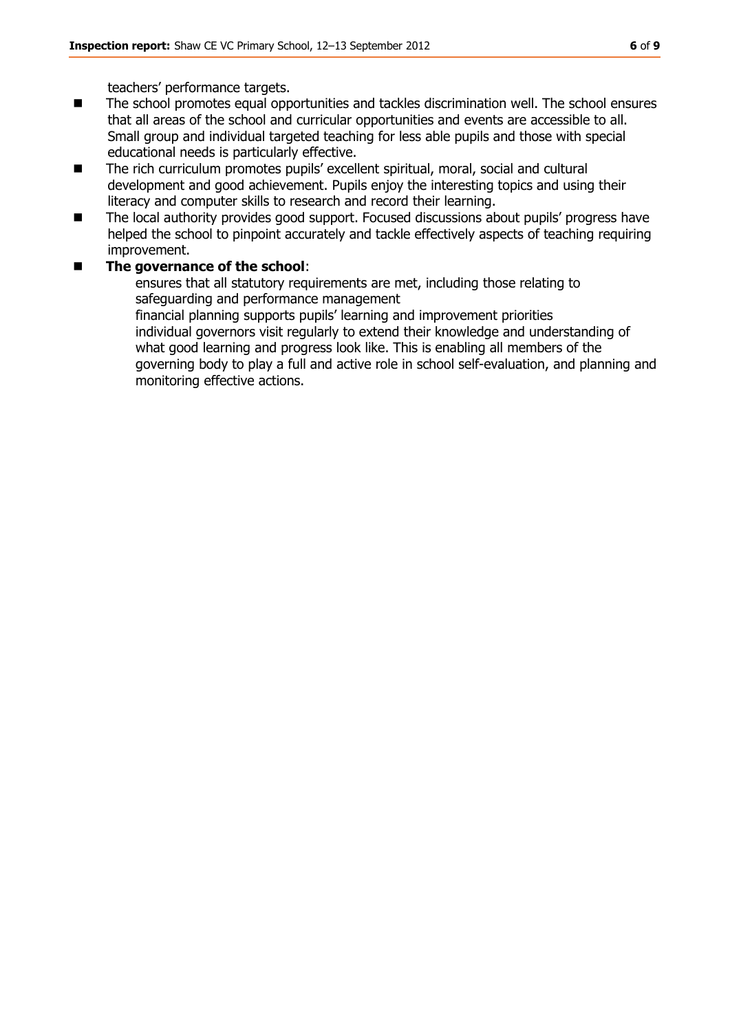teachers' performance targets.

- The school promotes equal opportunities and tackles discrimination well. The school ensures that all areas of the school and curricular opportunities and events are accessible to all. Small group and individual targeted teaching for less able pupils and those with special educational needs is particularly effective.
- The rich curriculum promotes pupils' excellent spiritual, moral, social and cultural development and good achievement. Pupils enjoy the interesting topics and using their literacy and computer skills to research and record their learning.
- The local authority provides good support. Focused discussions about pupils' progress have helped the school to pinpoint accurately and tackle effectively aspects of teaching requiring improvement.
- **The governance of the school**:
  - ensures that all statutory requirements are met, including those relating to safeguarding and performance management
  - financial planning supports pupils' learning and improvement priorities
  - individual governors visit regularly to extend their knowledge and understanding of what good learning and progress look like. This is enabling all members of the governing body to play a full and active role in school self-evaluation, and planning and monitoring effective actions.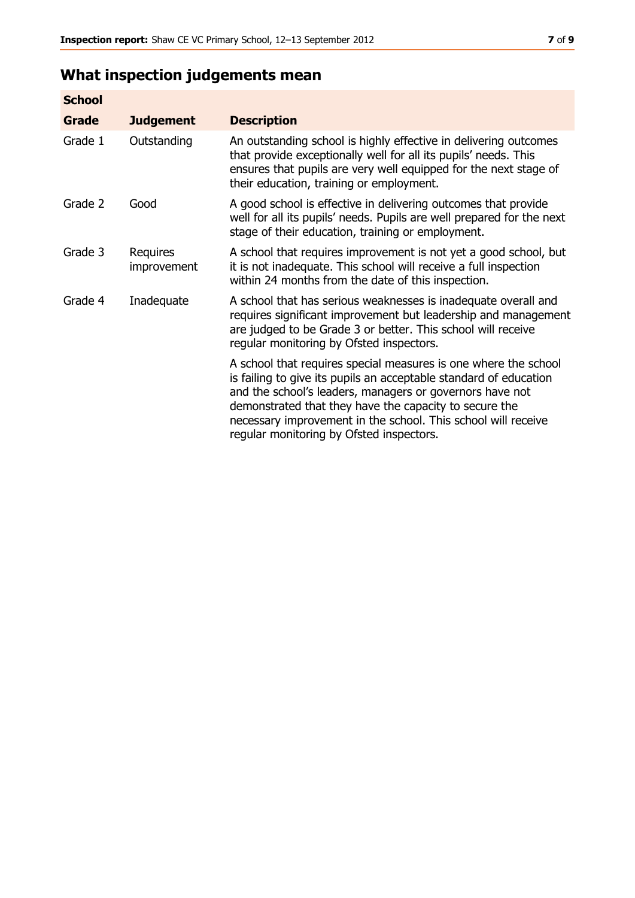## What inspection judgements mean

| School | | |
|---|---|---|
| **Grade** | **Judgement** | **Description** |
| Grade 1 | Outstanding | An outstanding school is highly effective in delivering outcomes that provide exceptionally well for all its pupils' needs. This ensures that pupils are very well equipped for the next stage of their education, training or employment. |
| Grade 2 | Good | A good school is effective in delivering outcomes that provide well for all its pupils' needs. Pupils are well prepared for the next stage of their education, training or employment. |
| Grade 3 | Requires improvement | A school that requires improvement is not yet a good school, but it is not inadequate. This school will receive a full inspection within 24 months from the date of this inspection. |
| Grade 4 | Inadequate | A school that has serious weaknesses is inadequate overall and requires significant improvement but leadership and management are judged to be Grade 3 or better. This school will receive regular monitoring by Ofsted inspectors. |
| | | A school that requires special measures is one where the school is failing to give its pupils an acceptable standard of education and the school's leaders, managers or governors have not demonstrated that they have the capacity to secure the necessary improvement in the school. This school will receive regular monitoring by Ofsted inspectors. |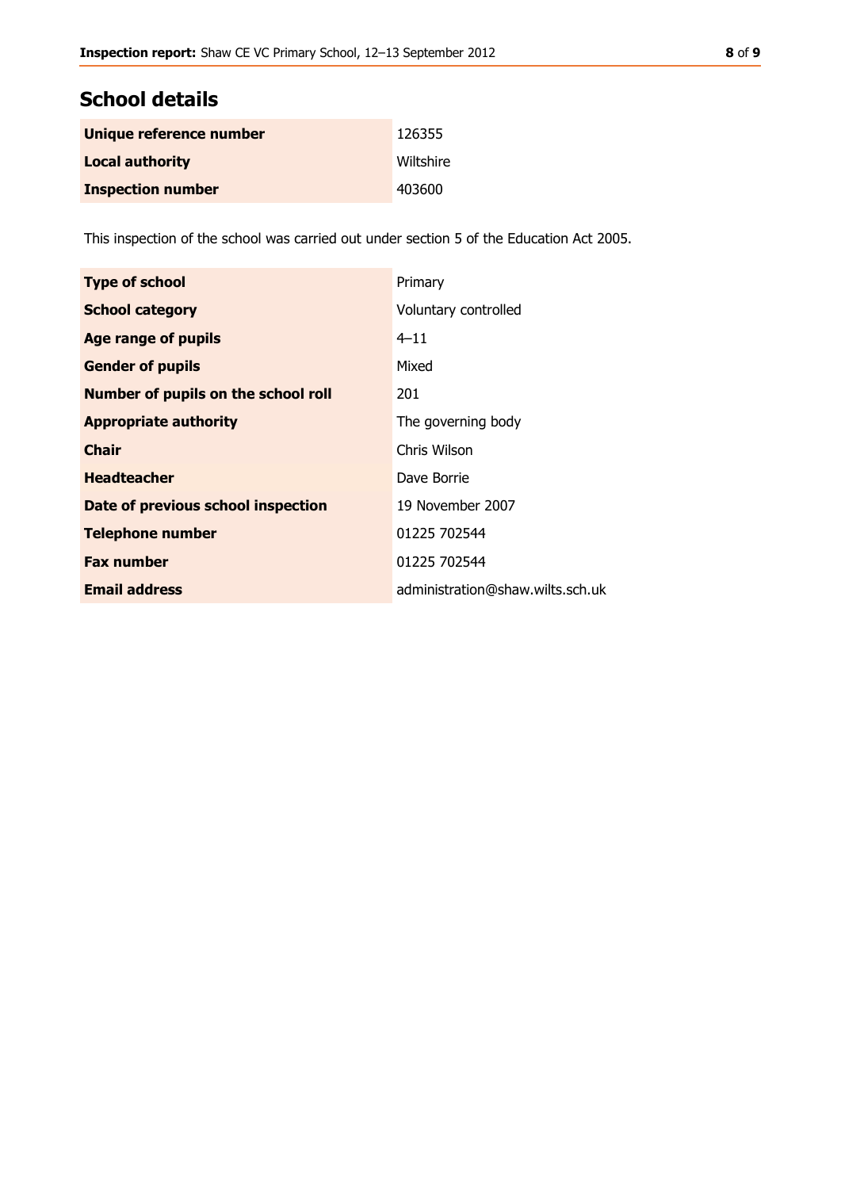## School details

| | |
|---|---|
| **Unique reference number** | 126355 |
| **Local authority** | Wiltshire |
| **Inspection number** | 403600 |

This inspection of the school was carried out under section 5 of the Education Act 2005.

| | |
|---|---|
| **Type of school** | Primary |
| **School category** | Voluntary controlled |
| **Age range of pupils** | 4–11 |
| **Gender of pupils** | Mixed |
| **Number of pupils on the school roll** | 201 |
| **Appropriate authority** | The governing body |
| **Chair** | Chris Wilson |
| **Headteacher** | Dave Borrie |
| **Date of previous school inspection** | 19 November 2007 |
| **Telephone number** | 01225 702544 |
| **Fax number** | 01225 702544 |
| **Email address** | administration@shaw.wilts.sch.uk |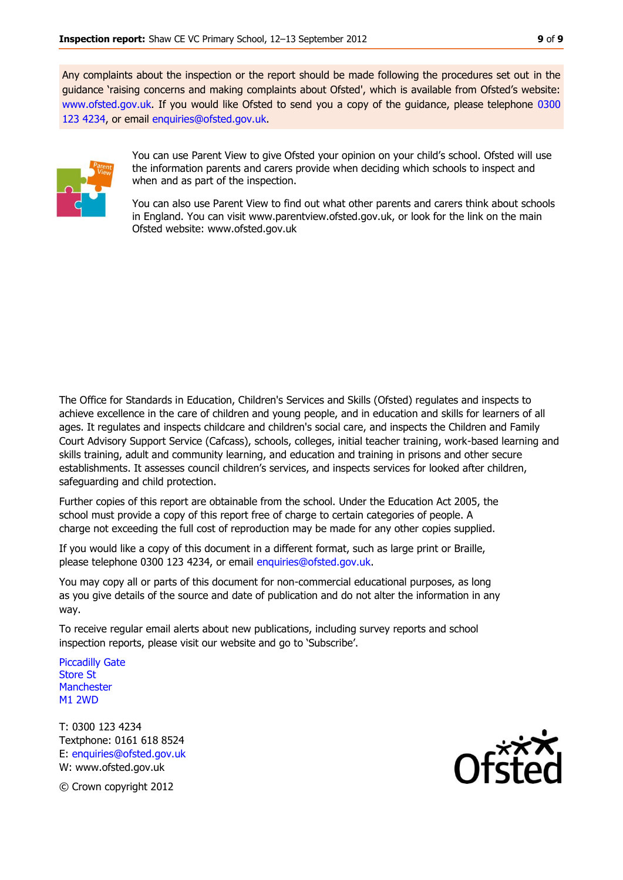Any complaints about the inspection or the report should be made following the procedures set out in the guidance 'raising concerns and making complaints about Ofsted', which is available from Ofsted's website: www.ofsted.gov.uk. If you would like Ofsted to send you a copy of the guidance, please telephone 0300 123 4234, or email enquiries@ofsted.gov.uk.

You can use Parent View to give Ofsted your opinion on your child's school. Ofsted will use the information parents and carers provide when deciding which schools to inspect and when and as part of the inspection.

You can also use Parent View to find out what other parents and carers think about schools in England. You can visit www.parentview.ofsted.gov.uk, or look for the link on the main Ofsted website: www.ofsted.gov.uk

The Office for Standards in Education, Children's Services and Skills (Ofsted) regulates and inspects to achieve excellence in the care of children and young people, and in education and skills for learners of all ages. It regulates and inspects childcare and children's social care, and inspects the Children and Family Court Advisory Support Service (Cafcass), schools, colleges, initial teacher training, work-based learning and skills training, adult and community learning, and education and training in prisons and other secure establishments. It assesses council children's services, and inspects services for looked after children, safeguarding and child protection.

Further copies of this report are obtainable from the school. Under the Education Act 2005, the school must provide a copy of this report free of charge to certain categories of people. A charge not exceeding the full cost of reproduction may be made for any other copies supplied.

If you would like a copy of this document in a different format, such as large print or Braille, please telephone 0300 123 4234, or email enquiries@ofsted.gov.uk.

You may copy all or parts of this document for non-commercial educational purposes, as long as you give details of the source and date of publication and do not alter the information in any way.

To receive regular email alerts about new publications, including survey reports and school inspection reports, please visit our website and go to 'Subscribe'.

Piccadilly Gate
Store St
Manchester
M1 2WD

T: 0300 123 4234
Textphone: 0161 618 8524
E: enquiries@ofsted.gov.uk
W: www.ofsted.gov.uk

© Crown copyright 2012